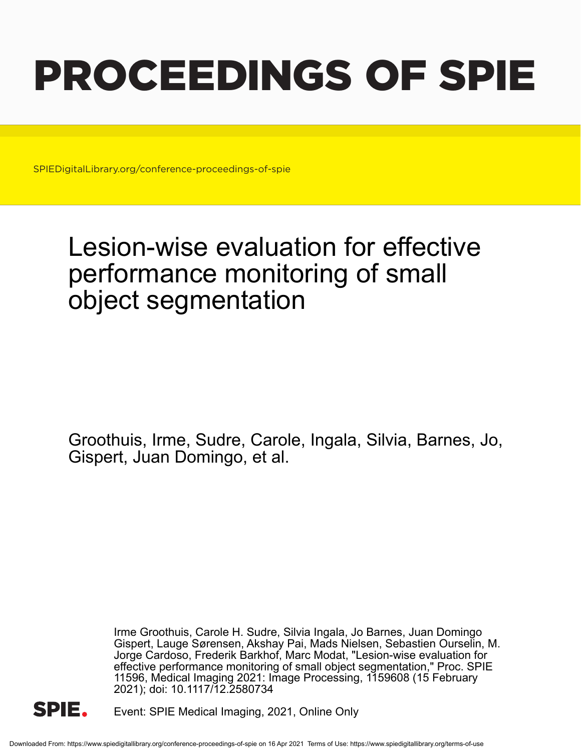# PROCEEDINGS OF SPIE

SPIEDigitalLibrary.org/conference-proceedings-of-spie

## Lesion-wise evaluation for effective performance monitoring of small object segmentation

Groothuis, Irme, Sudre, Carole, Ingala, Silvia, Barnes, Jo, Gispert, Juan Domingo, et al.

Irme Groothuis, Carole H. Sudre, Silvia Ingala, Jo Barnes, Juan Domingo Gispert, Lauge Sørensen, Akshay Pai, Mads Nielsen, Sebastien Ourselin, M. Jorge Cardoso, Frederik Barkhof, Marc Modat, "Lesion-wise evaluation for effective performance monitoring of small object segmentation," Proc. SPIE 11596, Medical Imaging 2021: Image Processing, 1159608 (15 February 2021); doi: 10.1117/12.2580734

SPIE.

Event: SPIE Medical Imaging, 2021, Online Only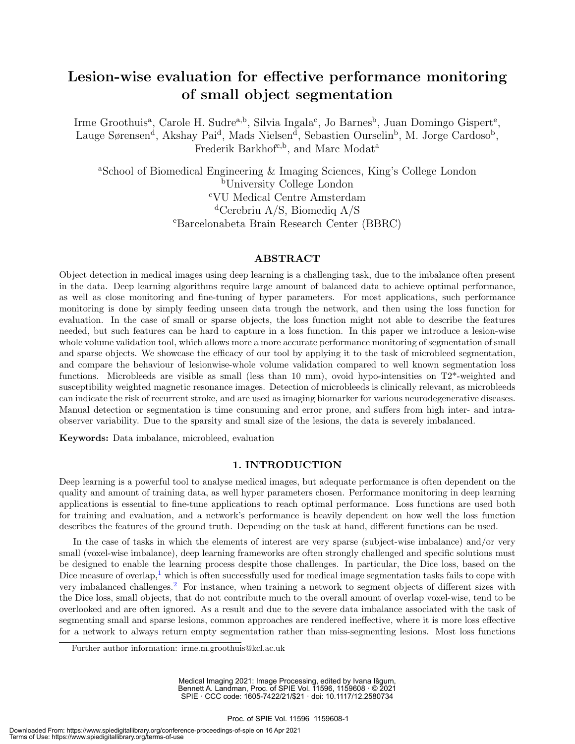# Lesion-wise evaluation for effective performance monitoring of small object segmentation

Irme Groothuis[a], Carole H. Sudre[a,b], Silvia Ingala[c], Jo Barnes[b], Juan Domingo Gispert[e], Lauge Sørensen[d], Akshay Pai[d], Mads Nielsen[d], Sebastien Ourselin[b], M. Jorge Cardoso[b], Frederik Barkhof[c,b], and Marc Modat[a]

[a]School of Biomedical Engineering & Imaging Sciences, King's College London
[b]University College London
[c]VU Medical Centre Amsterdam
[d]Cerebriu A/S, Biomediq A/S
[e]Barcelonabeta Brain Research Center (BBRC)

## ABSTRACT

Object detection in medical images using deep learning is a challenging task, due to the imbalance often present in the data. Deep learning algorithms require large amount of balanced data to achieve optimal performance, as well as close monitoring and fine-tuning of hyper parameters. For most applications, such performance monitoring is done by simply feeding unseen data trough the network, and then using the loss function for evaluation. In the case of small or sparse objects, the loss function might not able to describe the features needed, but such features can be hard to capture in a loss function. In this paper we introduce a lesion-wise whole volume validation tool, which allows more a more accurate performance monitoring of segmentation of small and sparse objects. We showcase the efficacy of our tool by applying it to the task of microbleed segmentation, and compare the behaviour of lesionwise-whole volume validation compared to well known segmentation loss functions. Microbleeds are visible as small (less than 10 mm), ovoid hypo-intensities on T2*-weighted and susceptibility weighted magnetic resonance images. Detection of microbleeds is clinically relevant, as microbleeds can indicate the risk of recurrent stroke, and are used as imaging biomarker for various neurodegenerative diseases. Manual detection or segmentation is time consuming and error prone, and suffers from high inter- and intra-observer variability. Due to the sparsity and small size of the lesions, the data is severely imbalanced.

**Keywords:** Data imbalance, microbleed, evaluation

## 1. INTRODUCTION

Deep learning is a powerful tool to analyse medical images, but adequate performance is often dependent on the quality and amount of training data, as well hyper parameters chosen. Performance monitoring in deep learning applications is essential to fine-tune applications to reach optimal performance. Loss functions are used both for training and evaluation, and a network's performance is heavily dependent on how well the loss function describes the features of the ground truth. Depending on the task at hand, different functions can be used.

In the case of tasks in which the elements of interest are very sparse (subject-wise imbalance) and/or very small (voxel-wise imbalance), deep learning frameworks are often strongly challenged and specific solutions must be designed to enable the learning process despite those challenges. In particular, the Dice loss, based on the Dice measure of overlap,[1] which is often successfully used for medical image segmentation tasks fails to cope with very imbalanced challenges.[2] For instance, when training a network to segment objects of different sizes with the Dice loss, small objects, that do not contribute much to the overall amount of overlap voxel-wise, tend to be overlooked and are often ignored. As a result and due to the severe data imbalance associated with the task of segmenting small and sparse lesions, common approaches are rendered ineffective, where it is more loss effective for a network to always return empty segmentation rather than miss-segmenting lesions. Most loss functions

Further author information: irme.m.groothuis@kcl.ac.uk

Medical Imaging 2021: Image Processing, edited by Ivana Išgum, Bennett A. Landman, Proc. of SPIE Vol. 11596, 1159608 · © 2021 SPIE · CCC code: 1605-7422/21/$21 · doi: 10.1117/12.2580734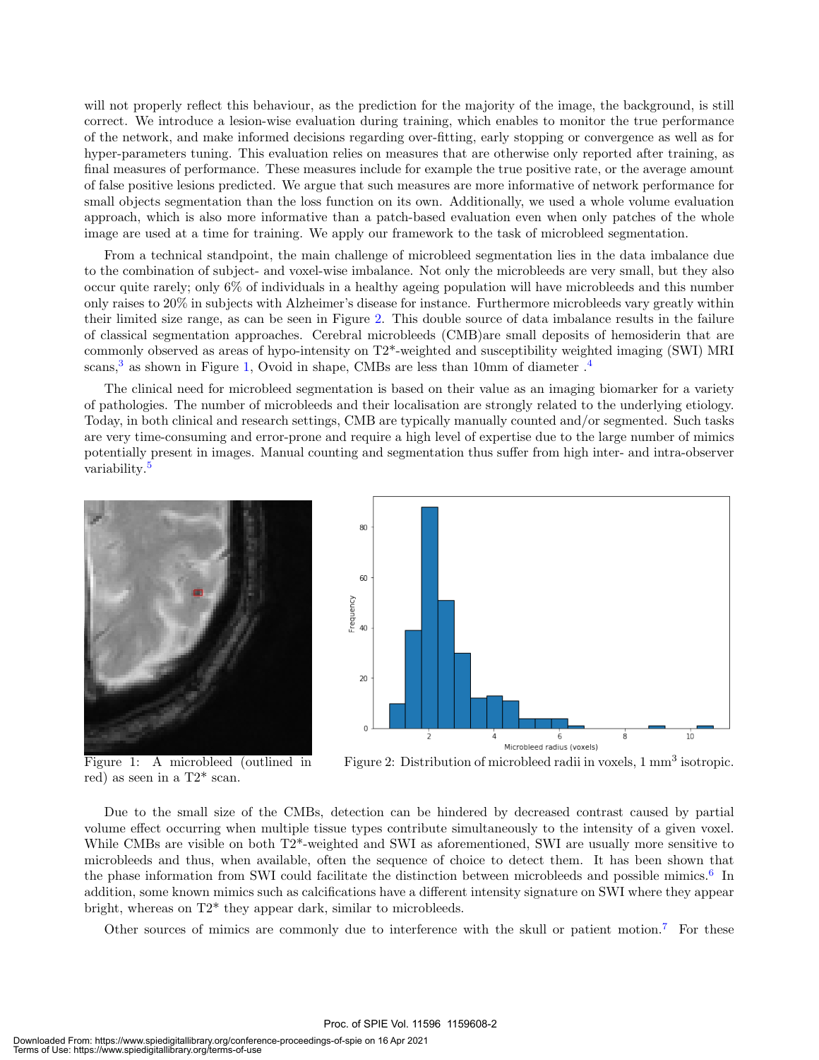will not properly reflect this behaviour, as the prediction for the majority of the image, the background, is still correct. We introduce a lesion-wise evaluation during training, which enables to monitor the true performance of the network, and make informed decisions regarding over-fitting, early stopping or convergence as well as for hyper-parameters tuning. This evaluation relies on measures that are otherwise only reported after training, as final measures of performance. These measures include for example the true positive rate, or the average amount of false positive lesions predicted. We argue that such measures are more informative of network performance for small objects segmentation than the loss function on its own. Additionally, we used a whole volume evaluation approach, which is also more informative than a patch-based evaluation even when only patches of the whole image are used at a time for training. We apply our framework to the task of microbleed segmentation.

From a technical standpoint, the main challenge of microbleed segmentation lies in the data imbalance due to the combination of subject- and voxel-wise imbalance. Not only the microbleeds are very small, but they also occur quite rarely; only 6% of individuals in a healthy ageing population will have microbleeds and this number only raises to 20% in subjects with Alzheimer's disease for instance. Furthermore microbleeds vary greatly within their limited size range, as can be seen in Figure 2. This double source of data imbalance results in the failure of classical segmentation approaches. Cerebral microbleeds (CMB)are small deposits of hemosiderin that are commonly observed as areas of hypo-intensity on T2*-weighted and susceptibility weighted imaging (SWI) MRI scans,[3] as shown in Figure 1, Ovoid in shape, CMBs are less than 10mm of diameter .[4]

The clinical need for microbleed segmentation is based on their value as an imaging biomarker for a variety of pathologies. The number of microbleeds and their localisation are strongly related to the underlying etiology. Today, in both clinical and research settings, CMB are typically manually counted and/or segmented. Such tasks are very time-consuming and error-prone and require a high level of expertise due to the large number of mimics potentially present in images. Manual counting and segmentation thus suffer from high inter- and intra-observer variability.[5]

Figure 1: A microbleed (outlined in red) as seen in a T2* scan.

Figure 2: Distribution of microbleed radii in voxels, 1 mm$^3$ isotropic.

Due to the small size of the CMBs, detection can be hindered by decreased contrast caused by partial volume effect occurring when multiple tissue types contribute simultaneously to the intensity of a given voxel. While CMBs are visible on both T2*-weighted and SWI as aforementioned, SWI are usually more sensitive to microbleeds and thus, when available, often the sequence of choice to detect them. It has been shown that the phase information from SWI could facilitate the distinction between microbleeds and possible mimics.[6] In addition, some known mimics such as calcifications have a different intensity signature on SWI where they appear bright, whereas on T2* they appear dark, similar to microbleeds.

Other sources of mimics are commonly due to interference with the skull or patient motion.[7] For these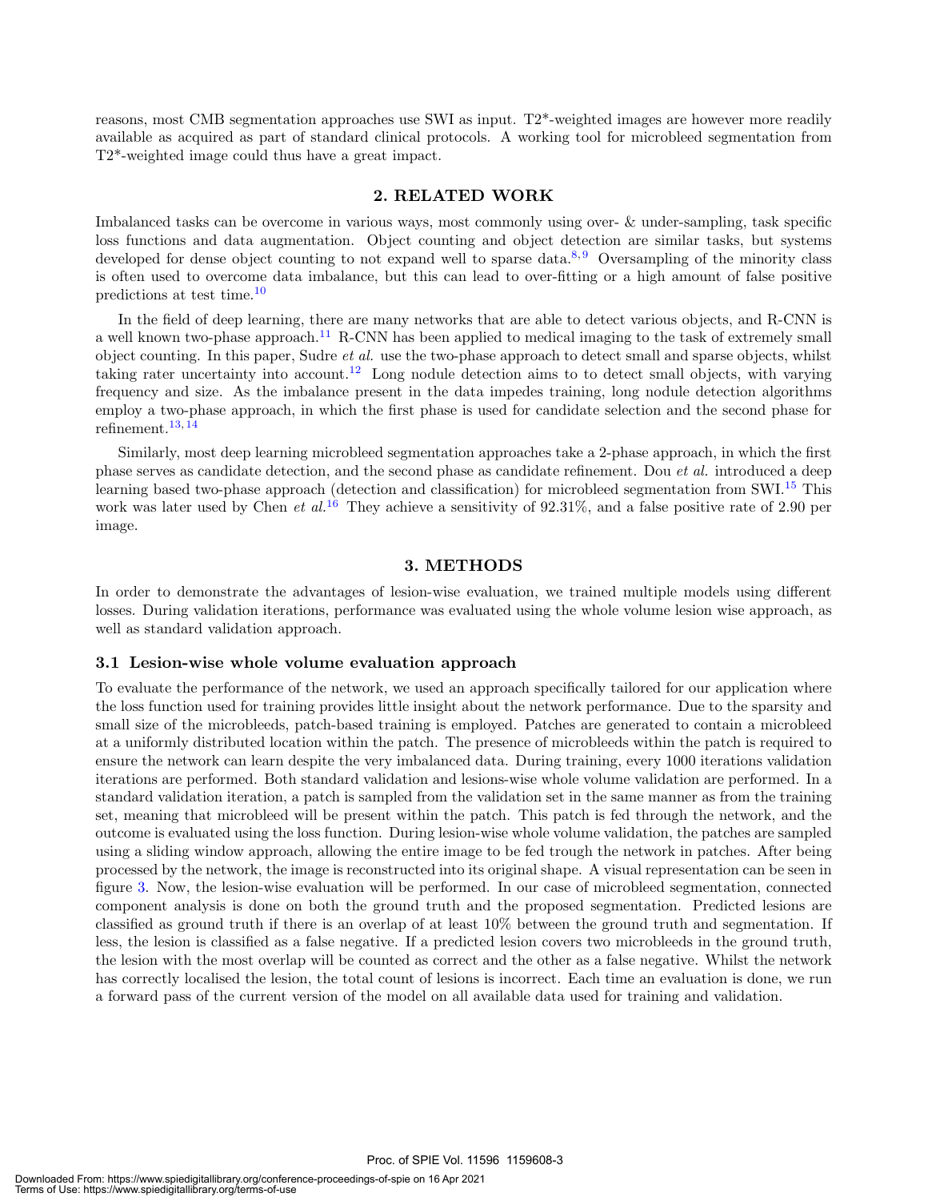reasons, most CMB segmentation approaches use SWI as input. T2*-weighted images are however more readily available as acquired as part of standard clinical protocols. A working tool for microbleed segmentation from T2*-weighted image could thus have a great impact.

## 2. RELATED WORK

Imbalanced tasks can be overcome in various ways, most commonly using over- & under-sampling, task specific loss functions and data augmentation. Object counting and object detection are similar tasks, but systems developed for dense object counting to not expand well to sparse data.[8,9] Oversampling of the minority class is often used to overcome data imbalance, but this can lead to over-fitting or a high amount of false positive predictions at test time.[10]

In the field of deep learning, there are many networks that are able to detect various objects, and R-CNN is a well known two-phase approach.[11] R-CNN has been applied to medical imaging to the task of extremely small object counting. In this paper, Sudre *et al.* use the two-phase approach to detect small and sparse objects, whilst taking rater uncertainty into account.[12] Long nodule detection aims to to detect small objects, with varying frequency and size. As the imbalance present in the data impedes training, long nodule detection algorithms employ a two-phase approach, in which the first phase is used for candidate selection and the second phase for refinement.[13,14]

Similarly, most deep learning microbleed segmentation approaches take a 2-phase approach, in which the first phase serves as candidate detection, and the second phase as candidate refinement. Dou *et al.* introduced a deep learning based two-phase approach (detection and classification) for microbleed segmentation from SWI.[15] This work was later used by Chen *et al.*[16] They achieve a sensitivity of 92.31%, and a false positive rate of 2.90 per image.

## 3. METHODS

In order to demonstrate the advantages of lesion-wise evaluation, we trained multiple models using different losses. During validation iterations, performance was evaluated using the whole volume lesion wise approach, as well as standard validation approach.

### 3.1 Lesion-wise whole volume evaluation approach

To evaluate the performance of the network, we used an approach specifically tailored for our application where the loss function used for training provides little insight about the network performance. Due to the sparsity and small size of the microbleeds, patch-based training is employed. Patches are generated to contain a microbleed at a uniformly distributed location within the patch. The presence of microbleeds within the patch is required to ensure the network can learn despite the very imbalanced data. During training, every 1000 iterations validation iterations are performed. Both standard validation and lesions-wise whole volume validation are performed. In a standard validation iteration, a patch is sampled from the validation set in the same manner as from the training set, meaning that microbleed will be present within the patch. This patch is fed through the network, and the outcome is evaluated using the loss function. During lesion-wise whole volume validation, the patches are sampled using a sliding window approach, allowing the entire image to be fed trough the network in patches. After being processed by the network, the image is reconstructed into its original shape. A visual representation can be seen in figure 3. Now, the lesion-wise evaluation will be performed. In our case of microbleed segmentation, connected component analysis is done on both the ground truth and the proposed segmentation. Predicted lesions are classified as ground truth if there is an overlap of at least 10% between the ground truth and segmentation. If less, the lesion is classified as a false negative. If a predicted lesion covers two microbleeds in the ground truth, the lesion with the most overlap will be counted as correct and the other as a false negative. Whilst the network has correctly localised the lesion, the total count of lesions is incorrect. Each time an evaluation is done, we run a forward pass of the current version of the model on all available data used for training and validation.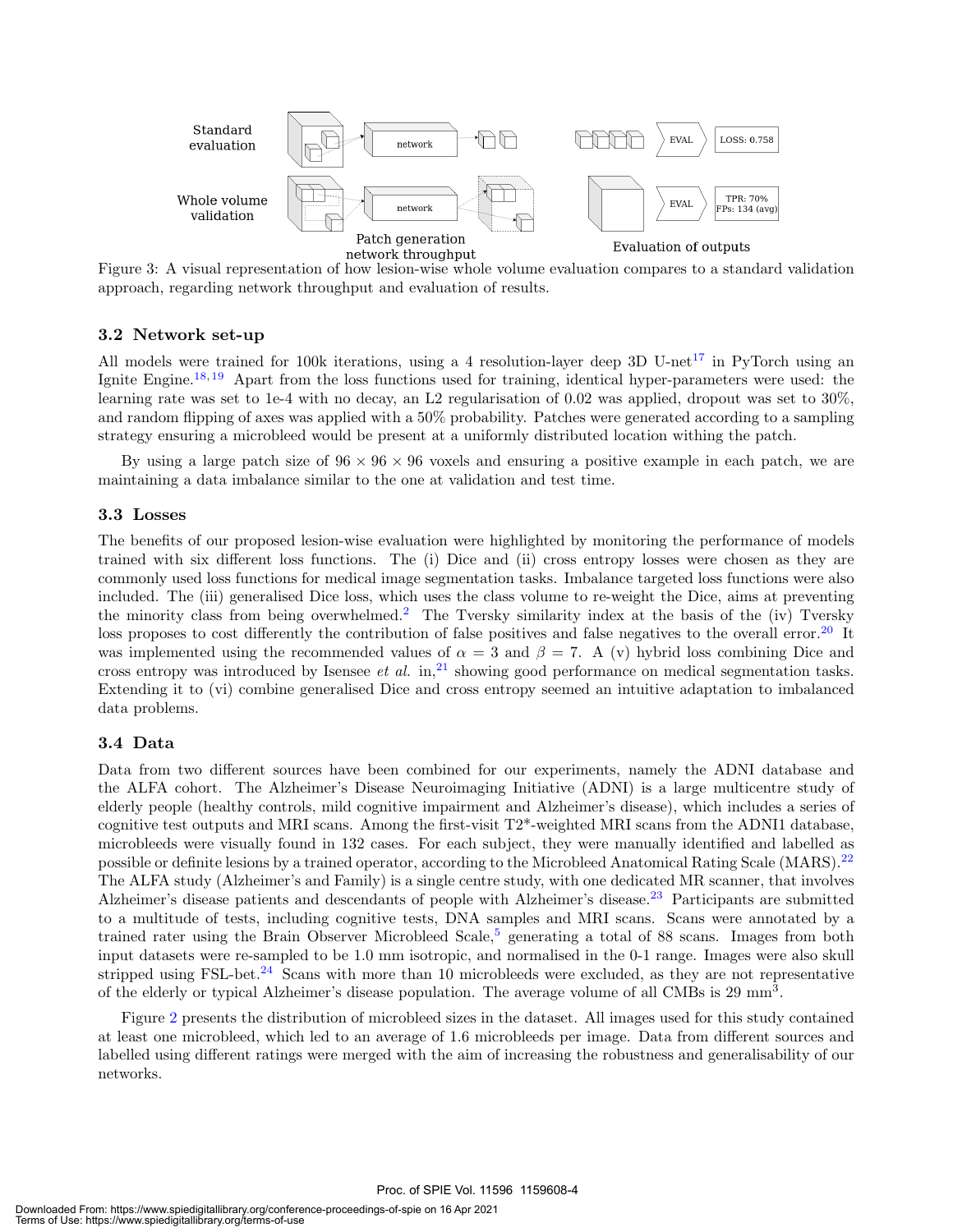Figure 3: A visual representation of how lesion-wise whole volume evaluation compares to a standard validation approach, regarding network throughput and evaluation of results.

### 3.2 Network set-up

All models were trained for 100k iterations, using a 4 resolution-layer deep 3D U-net[17] in PyTorch using an Ignite Engine.[18,19] Apart from the loss functions used for training, identical hyper-parameters were used: the learning rate was set to 1e-4 with no decay, an L2 regularisation of 0.02 was applied, dropout was set to 30%, and random flipping of axes was applied with a 50% probability. Patches were generated according to a sampling strategy ensuring a microbleed would be present at a uniformly distributed location withing the patch.

By using a large patch size of $96 \times 96 \times 96$ voxels and ensuring a positive example in each patch, we are maintaining a data imbalance similar to the one at validation and test time.

### 3.3 Losses

The benefits of our proposed lesion-wise evaluation were highlighted by monitoring the performance of models trained with six different loss functions. The (i) Dice and (ii) cross entropy losses were chosen as they are commonly used loss functions for medical image segmentation tasks. Imbalance targeted loss functions were also included. The (iii) generalised Dice loss, which uses the class volume to re-weight the Dice, aims at preventing the minority class from being overwhelmed.[2] The Tversky similarity index at the basis of the (iv) Tversky loss proposes to cost differently the contribution of false positives and false negatives to the overall error.[20] It was implemented using the recommended values of $\alpha = 3$ and $\beta = 7$. A (v) hybrid loss combining Dice and cross entropy was introduced by Isensee *et al.* in,[21] showing good performance on medical segmentation tasks. Extending it to (vi) combine generalised Dice and cross entropy seemed an intuitive adaptation to imbalanced data problems.

### 3.4 Data

Data from two different sources have been combined for our experiments, namely the ADNI database and the ALFA cohort. The Alzheimer's Disease Neuroimaging Initiative (ADNI) is a large multicentre study of elderly people (healthy controls, mild cognitive impairment and Alzheimer's disease), which includes a series of cognitive test outputs and MRI scans. Among the first-visit T2*-weighted MRI scans from the ADNI1 database, microbleeds were visually found in 132 cases. For each subject, they were manually identified and labelled as possible or definite lesions by a trained operator, according to the Microbleed Anatomical Rating Scale (MARS).[22] The ALFA study (Alzheimer's and Family) is a single centre study, with one dedicated MR scanner, that involves Alzheimer's disease patients and descendants of people with Alzheimer's disease.[23] Participants are submitted to a multitude of tests, including cognitive tests, DNA samples and MRI scans. Scans were annotated by a trained rater using the Brain Observer Microbleed Scale,[5] generating a total of 88 scans. Images from both input datasets were re-sampled to be 1.0 mm isotropic, and normalised in the 0-1 range. Images were also skull stripped using FSL-bet.[24] Scans with more than 10 microbleeds were excluded, as they are not representative of the elderly or typical Alzheimer's disease population. The average volume of all CMBs is 29 mm$^3$.

Figure 2 presents the distribution of microbleed sizes in the dataset. All images used for this study contained at least one microbleed, which led to an average of 1.6 microbleeds per image. Data from different sources and labelled using different ratings were merged with the aim of increasing the robustness and generalisability of our networks.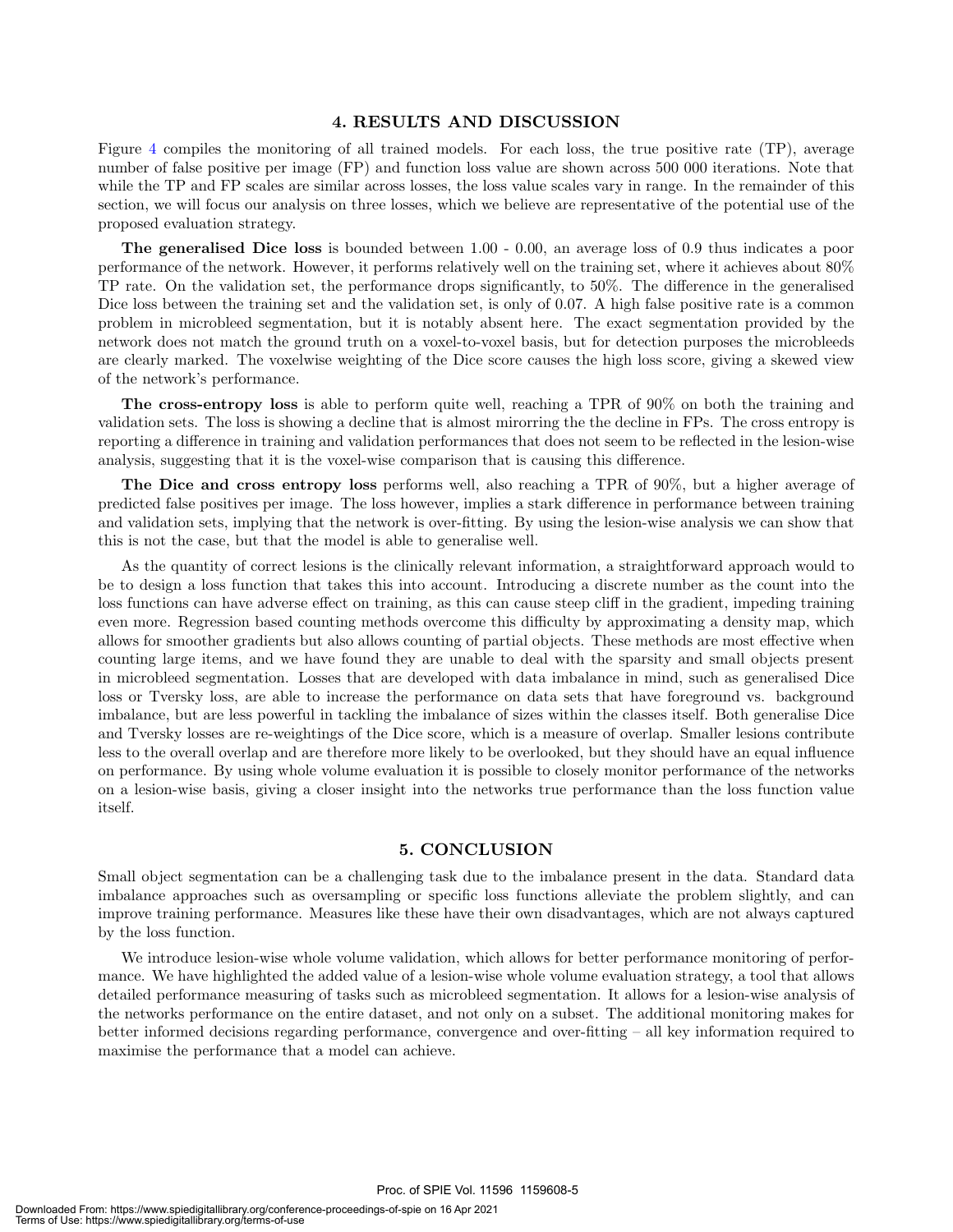## 4. RESULTS AND DISCUSSION

Figure 4 compiles the monitoring of all trained models. For each loss, the true positive rate (TP), average number of false positive per image (FP) and function loss value are shown across 500 000 iterations. Note that while the TP and FP scales are similar across losses, the loss value scales vary in range. In the remainder of this section, we will focus our analysis on three losses, which we believe are representative of the potential use of the proposed evaluation strategy.

**The generalised Dice loss** is bounded between 1.00 - 0.00, an average loss of 0.9 thus indicates a poor performance of the network. However, it performs relatively well on the training set, where it achieves about 80% TP rate. On the validation set, the performance drops significantly, to 50%. The difference in the generalised Dice loss between the training set and the validation set, is only of 0.07. A high false positive rate is a common problem in microbleed segmentation, but it is notably absent here. The exact segmentation provided by the network does not match the ground truth on a voxel-to-voxel basis, but for detection purposes the microbleeds are clearly marked. The voxelwise weighting of the Dice score causes the high loss score, giving a skewed view of the network's performance.

**The cross-entropy loss** is able to perform quite well, reaching a TPR of 90% on both the training and validation sets. The loss is showing a decline that is almost mirorring the the decline in FPs. The cross entropy is reporting a difference in training and validation performances that does not seem to be reflected in the lesion-wise analysis, suggesting that it is the voxel-wise comparison that is causing this difference.

**The Dice and cross entropy loss** performs well, also reaching a TPR of 90%, but a higher average of predicted false positives per image. The loss however, implies a stark difference in performance between training and validation sets, implying that the network is over-fitting. By using the lesion-wise analysis we can show that this is not the case, but that the model is able to generalise well.

As the quantity of correct lesions is the clinically relevant information, a straightforward approach would to be to design a loss function that takes this into account. Introducing a discrete number as the count into the loss functions can have adverse effect on training, as this can cause steep cliff in the gradient, impeding training even more. Regression based counting methods overcome this difficulty by approximating a density map, which allows for smoother gradients but also allows counting of partial objects. These methods are most effective when counting large items, and we have found they are unable to deal with the sparsity and small objects present in microbleed segmentation. Losses that are developed with data imbalance in mind, such as generalised Dice loss or Tversky loss, are able to increase the performance on data sets that have foreground vs. background imbalance, but are less powerful in tackling the imbalance of sizes within the classes itself. Both generalise Dice and Tversky losses are re-weightings of the Dice score, which is a measure of overlap. Smaller lesions contribute less to the overall overlap and are therefore more likely to be overlooked, but they should have an equal influence on performance. By using whole volume evaluation it is possible to closely monitor performance of the networks on a lesion-wise basis, giving a closer insight into the networks true performance than the loss function value itself.

## 5. CONCLUSION

Small object segmentation can be a challenging task due to the imbalance present in the data. Standard data imbalance approaches such as oversampling or specific loss functions alleviate the problem slightly, and can improve training performance. Measures like these have their own disadvantages, which are not always captured by the loss function.

We introduce lesion-wise whole volume validation, which allows for better performance monitoring of performance. We have highlighted the added value of a lesion-wise whole volume evaluation strategy, a tool that allows detailed performance measuring of tasks such as microbleed segmentation. It allows for a lesion-wise analysis of the networks performance on the entire dataset, and not only on a subset. The additional monitoring makes for better informed decisions regarding performance, convergence and over-fitting – all key information required to maximise the performance that a model can achieve.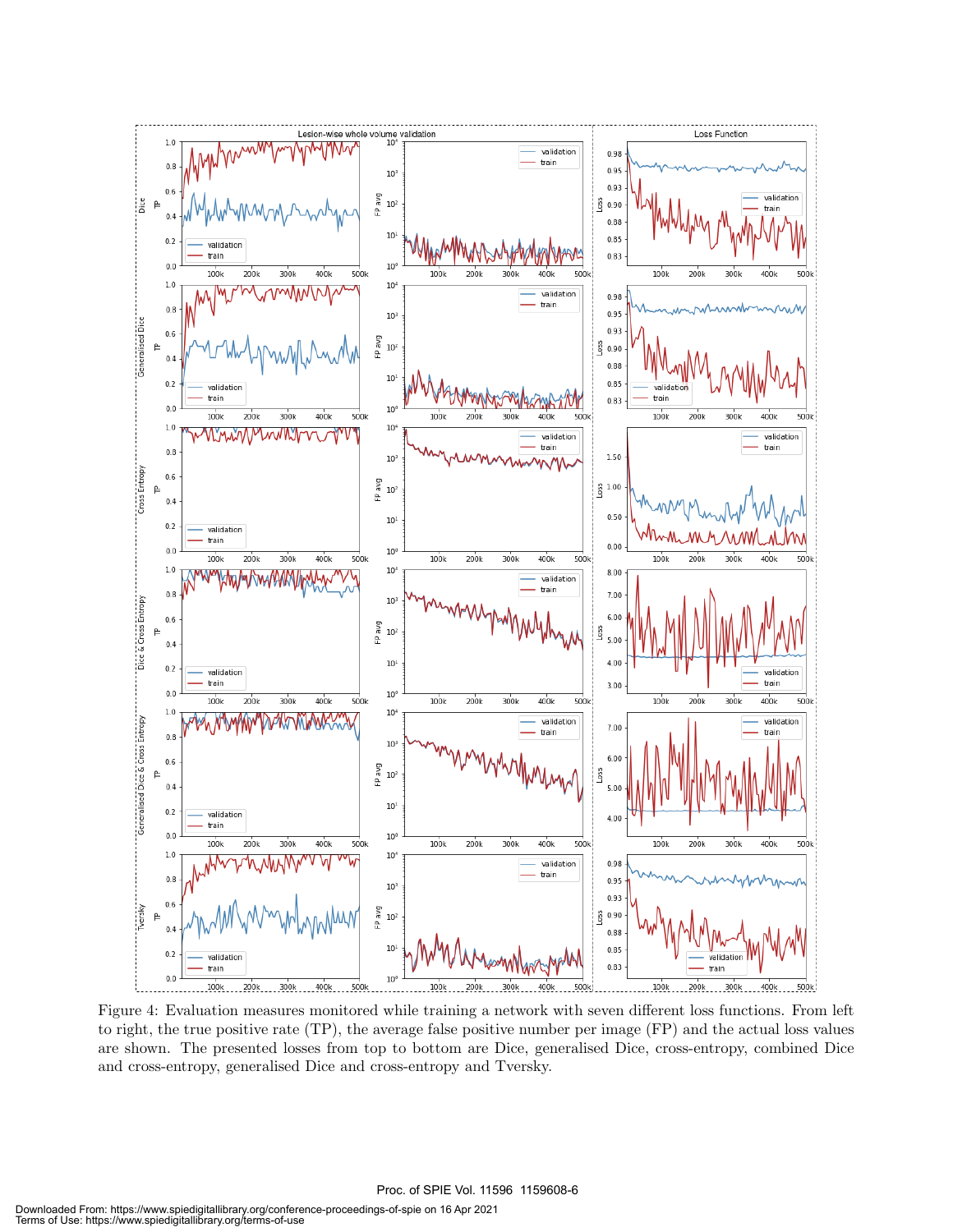Figure 4: Evaluation measures monitored while training a network with seven different loss functions. From left to right, the true positive rate (TP), the average false positive number per image (FP) and the actual loss values are shown. The presented losses from top to bottom are Dice, generalised Dice, cross-entropy, combined Dice and cross-entropy, generalised Dice and cross-entropy and Tversky.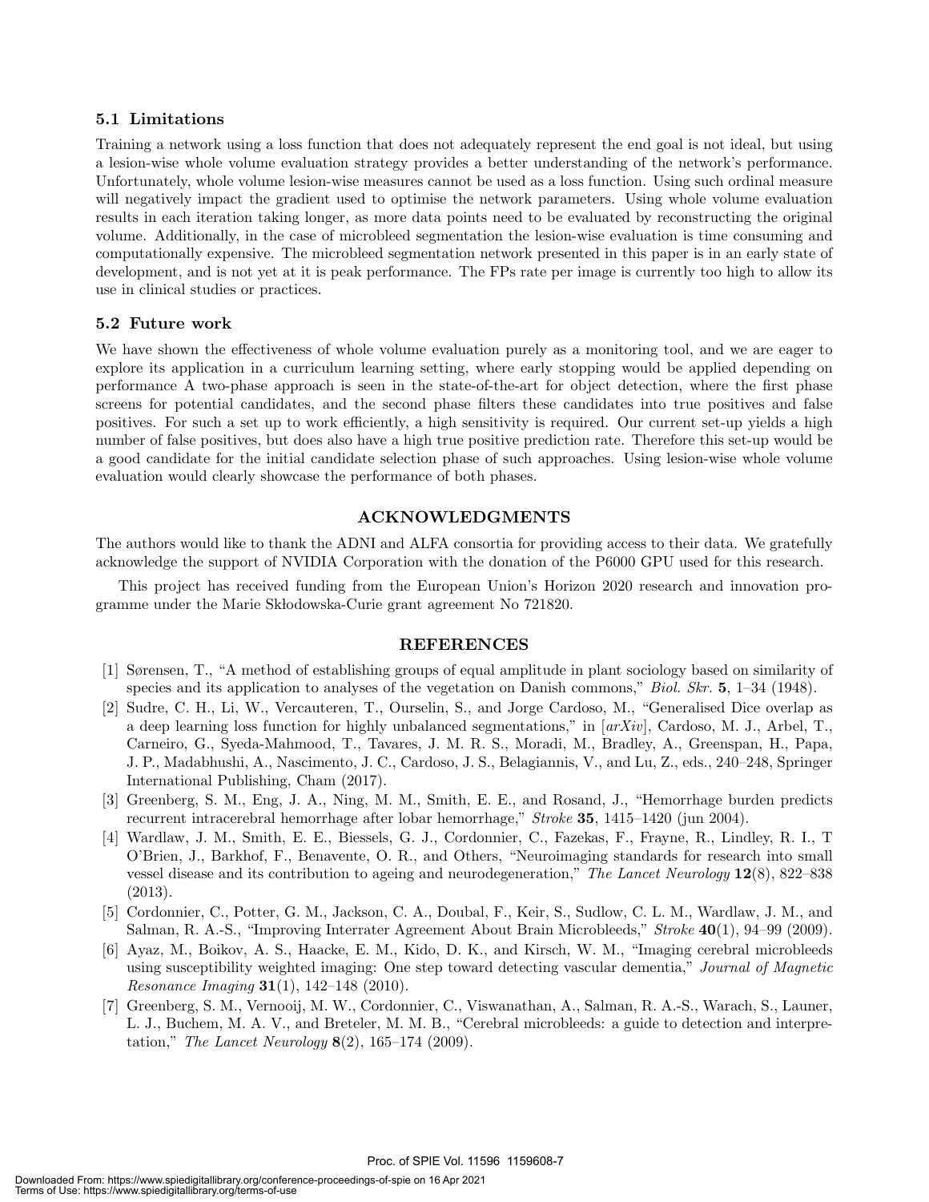### 5.1 Limitations

Training a network using a loss function that does not adequately represent the end goal is not ideal, but using a lesion-wise whole volume evaluation strategy provides a better understanding of the network's performance. Unfortunately, whole volume lesion-wise measures cannot be used as a loss function. Using such ordinal measure will negatively impact the gradient used to optimise the network parameters. Using whole volume evaluation results in each iteration taking longer, as more data points need to be evaluated by reconstructing the original volume. Additionally, in the case of microbleed segmentation the lesion-wise evaluation is time consuming and computationally expensive. The microbleed segmentation network presented in this paper is in an early state of development, and is not yet at it is peak performance. The FPs rate per image is currently too high to allow its use in clinical studies or practices.

### 5.2 Future work

We have shown the effectiveness of whole volume evaluation purely as a monitoring tool, and we are eager to explore its application in a curriculum learning setting, where early stopping would be applied depending on performance A two-phase approach is seen in the state-of-the-art for object detection, where the first phase screens for potential candidates, and the second phase filters these candidates into true positives and false positives. For such a set up to work efficiently, a high sensitivity is required. Our current set-up yields a high number of false positives, but does also have a high true positive prediction rate. Therefore this set-up would be a good candidate for the initial candidate selection phase of such approaches. Using lesion-wise whole volume evaluation would clearly showcase the performance of both phases.

## ACKNOWLEDGMENTS

The authors would like to thank the ADNI and ALFA consortia for providing access to their data. We gratefully acknowledge the support of NVIDIA Corporation with the donation of the P6000 GPU used for this research.

This project has received funding from the European Union's Horizon 2020 research and innovation programme under the Marie Skłodowska-Curie grant agreement No 721820.

## REFERENCES

[1] Sørensen, T., "A method of establishing groups of equal amplitude in plant sociology based on similarity of species and its application to analyses of the vegetation on Danish commons," *Biol. Skr.* **5**, 1–34 (1948).

[2] Sudre, C. H., Li, W., Vercauteren, T., Ourselin, S., and Jorge Cardoso, M., "Generalised Dice overlap as a deep learning loss function for highly unbalanced segmentations," in [*arXiv*], Cardoso, M. J., Arbel, T., Carneiro, G., Syeda-Mahmood, T., Tavares, J. M. R. S., Moradi, M., Bradley, A., Greenspan, H., Papa, J. P., Madabhushi, A., Nascimento, J. C., Cardoso, J. S., Belagiannis, V., and Lu, Z., eds., 240–248, Springer International Publishing, Cham (2017).

[3] Greenberg, S. M., Eng, J. A., Ning, M. M., Smith, E. E., and Rosand, J., "Hemorrhage burden predicts recurrent intracerebral hemorrhage after lobar hemorrhage," *Stroke* **35**, 1415–1420 (jun 2004).

[4] Wardlaw, J. M., Smith, E. E., Biessels, G. J., Cordonnier, C., Fazekas, F., Frayne, R., Lindley, R. I., T O'Brien, J., Barkhof, F., Benavente, O. R., and Others, "Neuroimaging standards for research into small vessel disease and its contribution to ageing and neurodegeneration," *The Lancet Neurology* **12**(8), 822–838 (2013).

[5] Cordonnier, C., Potter, G. M., Jackson, C. A., Doubal, F., Keir, S., Sudlow, C. L. M., Wardlaw, J. M., and Salman, R. A.-S., "Improving Interrater Agreement About Brain Microbleeds," *Stroke* **40**(1), 94–99 (2009).

[6] Ayaz, M., Boikov, A. S., Haacke, E. M., Kido, D. K., and Kirsch, W. M., "Imaging cerebral microbleeds using susceptibility weighted imaging: One step toward detecting vascular dementia," *Journal of Magnetic Resonance Imaging* **31**(1), 142–148 (2010).

[7] Greenberg, S. M., Vernooij, M. W., Cordonnier, C., Viswanathan, A., Salman, R. A.-S., Warach, S., Launer, L. J., Buchem, M. A. V., and Breteler, M. M. B., "Cerebral microbleeds: a guide to detection and interpretation," *The Lancet Neurology* **8**(2), 165–174 (2009).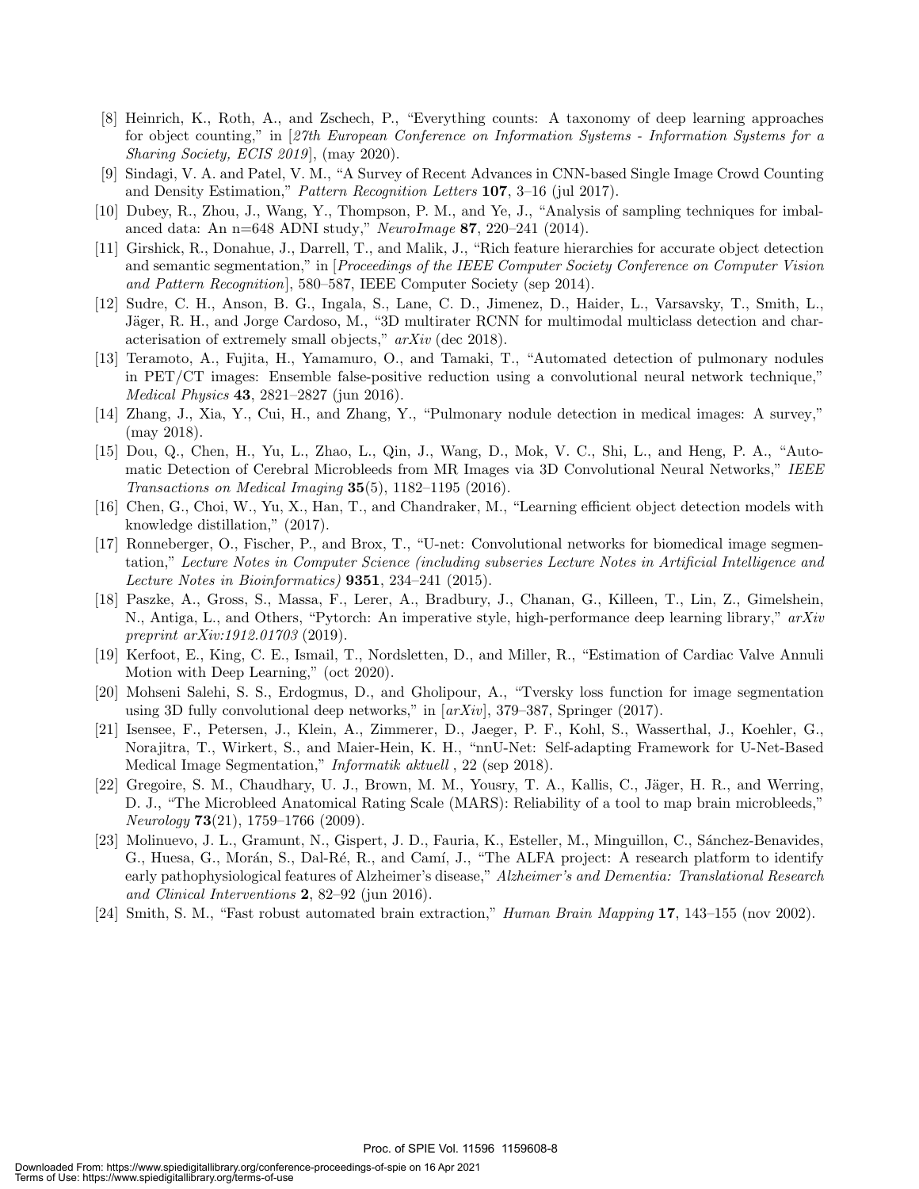[8] Heinrich, K., Roth, A., and Zschech, P., "Everything counts: A taxonomy of deep learning approaches for object counting," in [*27th European Conference on Information Systems - Information Systems for a Sharing Society, ECIS 2019*], (may 2020).

[9] Sindagi, V. A. and Patel, V. M., "A Survey of Recent Advances in CNN-based Single Image Crowd Counting and Density Estimation," *Pattern Recognition Letters* **107**, 3–16 (jul 2017).

[10] Dubey, R., Zhou, J., Wang, Y., Thompson, P. M., and Ye, J., "Analysis of sampling techniques for imbalanced data: An n=648 ADNI study," *NeuroImage* **87**, 220–241 (2014).

[11] Girshick, R., Donahue, J., Darrell, T., and Malik, J., "Rich feature hierarchies for accurate object detection and semantic segmentation," in [*Proceedings of the IEEE Computer Society Conference on Computer Vision and Pattern Recognition*], 580–587, IEEE Computer Society (sep 2014).

[12] Sudre, C. H., Anson, B. G., Ingala, S., Lane, C. D., Jimenez, D., Haider, L., Varsavsky, T., Smith, L., Jäger, R. H., and Jorge Cardoso, M., "3D multirater RCNN for multimodal multiclass detection and characterisation of extremely small objects," *arXiv* (dec 2018).

[13] Teramoto, A., Fujita, H., Yamamuro, O., and Tamaki, T., "Automated detection of pulmonary nodules in PET/CT images: Ensemble false-positive reduction using a convolutional neural network technique," *Medical Physics* **43**, 2821–2827 (jun 2016).

[14] Zhang, J., Xia, Y., Cui, H., and Zhang, Y., "Pulmonary nodule detection in medical images: A survey," (may 2018).

[15] Dou, Q., Chen, H., Yu, L., Zhao, L., Qin, J., Wang, D., Mok, V. C., Shi, L., and Heng, P. A., "Automatic Detection of Cerebral Microbleeds from MR Images via 3D Convolutional Neural Networks," *IEEE Transactions on Medical Imaging* **35**(5), 1182–1195 (2016).

[16] Chen, G., Choi, W., Yu, X., Han, T., and Chandraker, M., "Learning efficient object detection models with knowledge distillation," (2017).

[17] Ronneberger, O., Fischer, P., and Brox, T., "U-net: Convolutional networks for biomedical image segmentation," *Lecture Notes in Computer Science (including subseries Lecture Notes in Artificial Intelligence and Lecture Notes in Bioinformatics)* **9351**, 234–241 (2015).

[18] Paszke, A., Gross, S., Massa, F., Lerer, A., Bradbury, J., Chanan, G., Killeen, T., Lin, Z., Gimelshein, N., Antiga, L., and Others, "Pytorch: An imperative style, high-performance deep learning library," *arXiv preprint arXiv:1912.01703* (2019).

[19] Kerfoot, E., King, C. E., Ismail, T., Nordsletten, D., and Miller, R., "Estimation of Cardiac Valve Annuli Motion with Deep Learning," (oct 2020).

[20] Mohseni Salehi, S. S., Erdogmus, D., and Gholipour, A., "Tversky loss function for image segmentation using 3D fully convolutional deep networks," in [*arXiv*], 379–387, Springer (2017).

[21] Isensee, F., Petersen, J., Klein, A., Zimmerer, D., Jaeger, P. F., Kohl, S., Wasserthal, J., Koehler, G., Norajitra, T., Wirkert, S., and Maier-Hein, K. H., "nnU-Net: Self-adapting Framework for U-Net-Based Medical Image Segmentation," *Informatik aktuell* , 22 (sep 2018).

[22] Gregoire, S. M., Chaudhary, U. J., Brown, M. M., Yousry, T. A., Kallis, C., Jäger, H. R., and Werring, D. J., "The Microbleed Anatomical Rating Scale (MARS): Reliability of a tool to map brain microbleeds," *Neurology* **73**(21), 1759–1766 (2009).

[23] Molinuevo, J. L., Gramunt, N., Gispert, J. D., Fauria, K., Esteller, M., Minguillon, C., Sánchez-Benavides, G., Huesa, G., Morán, S., Dal-Ré, R., and Camí, J., "The ALFA project: A research platform to identify early pathophysiological features of Alzheimer's disease," *Alzheimer's and Dementia: Translational Research and Clinical Interventions* **2**, 82–92 (jun 2016).

[24] Smith, S. M., "Fast robust automated brain extraction," *Human Brain Mapping* **17**, 143–155 (nov 2002).